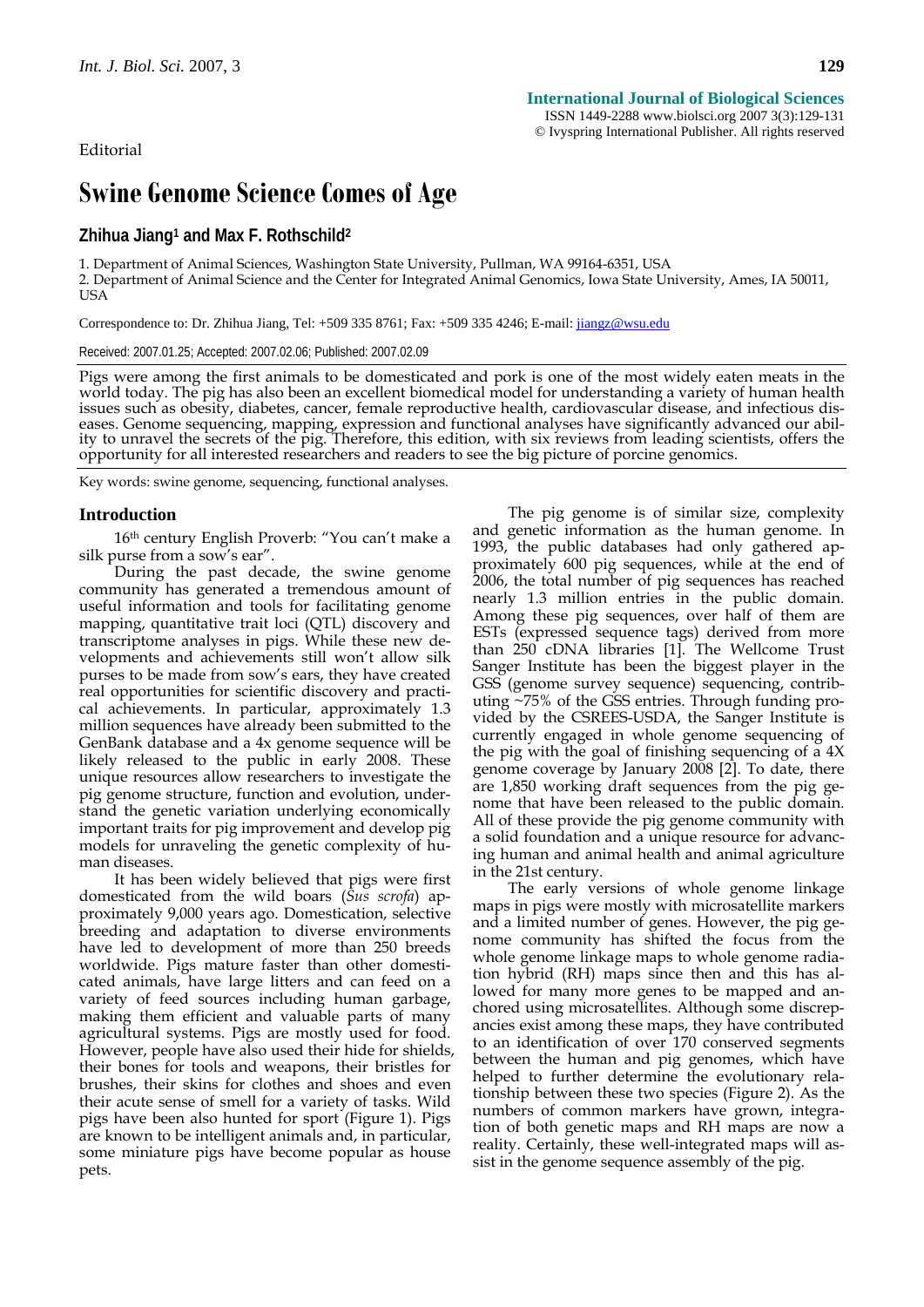**International Journal of Biological Sciences**
ISSN 1449-2288 www.biolsci.org 2007 3(3):129-131
© Ivyspring International Publisher. All rights reserved

Editorial

# Swine Genome Science Comes of Age

**Zhihua Jiang[1] and Max F. Rothschild[2]**

1. Department of Animal Sciences, Washington State University, Pullman, WA 99164-6351, USA
2. Department of Animal Science and the Center for Integrated Animal Genomics, Iowa State University, Ames, IA 50011, USA

Correspondence to: Dr. Zhihua Jiang, Tel: +509 335 8761; Fax: +509 335 4246; E-mail: jiangz@wsu.edu

Received: 2007.01.25; Accepted: 2007.02.06; Published: 2007.02.09

Pigs were among the first animals to be domesticated and pork is one of the most widely eaten meats in the world today. The pig has also been an excellent biomedical model for understanding a variety of human health issues such as obesity, diabetes, cancer, female reproductive health, cardiovascular disease, and infectious diseases. Genome sequencing, mapping, expression and functional analyses have significantly advanced our ability to unravel the secrets of the pig. Therefore, this edition, with six reviews from leading scientists, offers the opportunity for all interested researchers and readers to see the big picture of porcine genomics.

Key words: swine genome, sequencing, functional analyses.

## Introduction

16th century English Proverb: "You can't make a silk purse from a sow's ear".

During the past decade, the swine genome community has generated a tremendous amount of useful information and tools for facilitating genome mapping, quantitative trait loci (QTL) discovery and transcriptome analyses in pigs. While these new developments and achievements still won't allow silk purses to be made from sow's ears, they have created real opportunities for scientific discovery and practical achievements. In particular, approximately 1.3 million sequences have already been submitted to the GenBank database and a 4x genome sequence will be likely released to the public in early 2008. These unique resources allow researchers to investigate the pig genome structure, function and evolution, understand the genetic variation underlying economically important traits for pig improvement and develop pig models for unraveling the genetic complexity of human diseases.

It has been widely believed that pigs were first domesticated from the wild boars (*Sus scrofa*) approximately 9,000 years ago. Domestication, selective breeding and adaptation to diverse environments have led to development of more than 250 breeds worldwide. Pigs mature faster than other domesticated animals, have large litters and can feed on a variety of feed sources including human garbage, making them efficient and valuable parts of many agricultural systems. Pigs are mostly used for food. However, people have also used their hide for shields, their bones for tools and weapons, their bristles for brushes, their skins for clothes and shoes and even their acute sense of smell for a variety of tasks. Wild pigs have been also hunted for sport (Figure 1). Pigs are known to be intelligent animals and, in particular, some miniature pigs have become popular as house pets.

The pig genome is of similar size, complexity and genetic information as the human genome. In 1993, the public databases had only gathered approximately 600 pig sequences, while at the end of 2006, the total number of pig sequences has reached nearly 1.3 million entries in the public domain. Among these pig sequences, over half of them are ESTs (expressed sequence tags) derived from more than 250 cDNA libraries [1]. The Wellcome Trust Sanger Institute has been the biggest player in the GSS (genome survey sequence) sequencing, contributing ~75% of the GSS entries. Through funding provided by the CSREES-USDA, the Sanger Institute is currently engaged in whole genome sequencing of the pig with the goal of finishing sequencing of a 4X genome coverage by January 2008 [2]. To date, there are 1,850 working draft sequences from the pig genome that have been released to the public domain. All of these provide the pig genome community with a solid foundation and a unique resource for advancing human and animal health and animal agriculture in the 21st century.

The early versions of whole genome linkage maps in pigs were mostly with microsatellite markers and a limited number of genes. However, the pig genome community has shifted the focus from the whole genome linkage maps to whole genome radiation hybrid (RH) maps since then and this has allowed for many more genes to be mapped and anchored using microsatellites. Although some discrepancies exist among these maps, they have contributed to an identification of over 170 conserved segments between the human and pig genomes, which have helped to further determine the evolutionary relationship between these two species (Figure 2). As the numbers of common markers have grown, integration of both genetic maps and RH maps are now a reality. Certainly, these well-integrated maps will assist in the genome sequence assembly of the pig.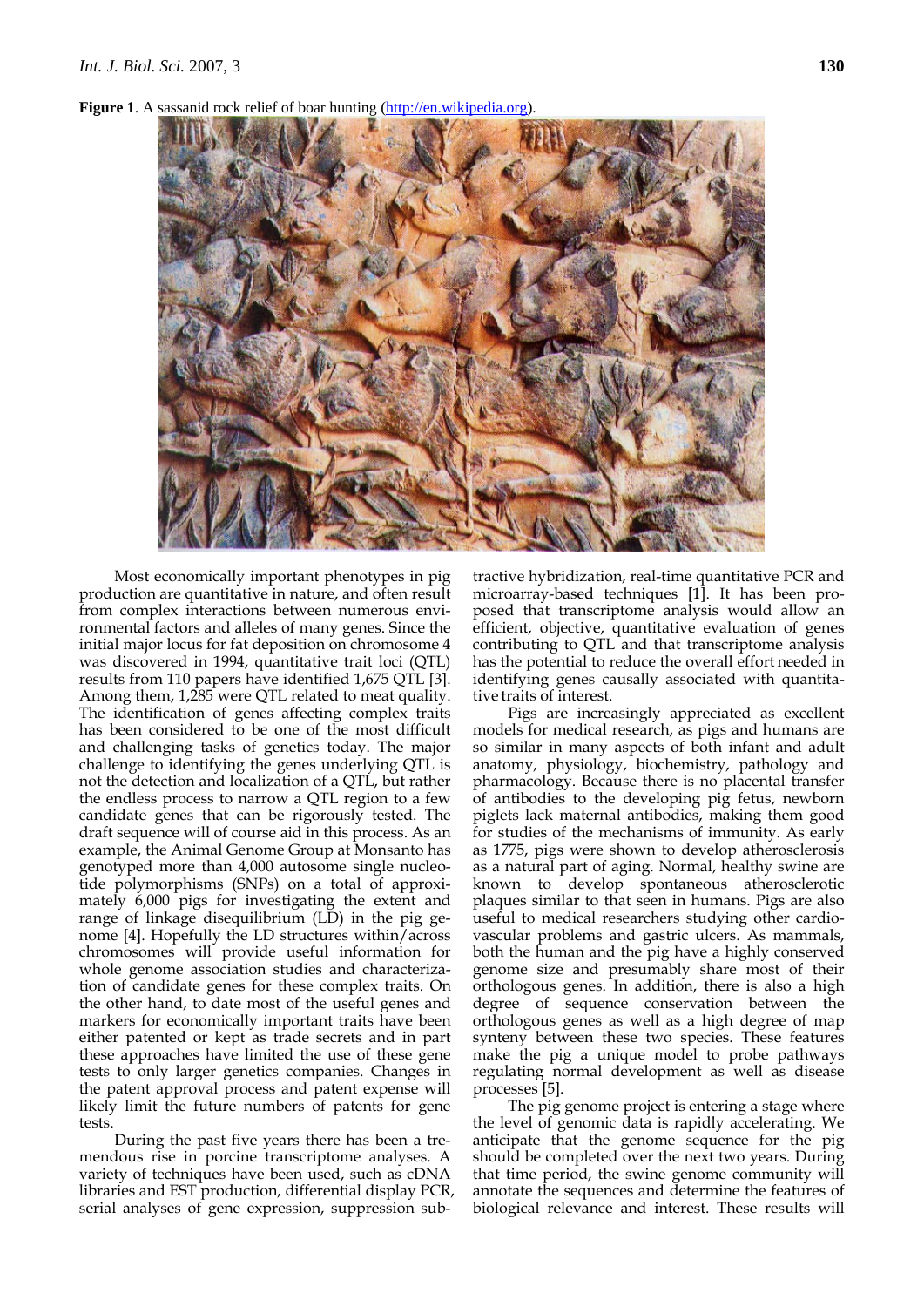**Figure 1**. A sassanid rock relief of boar hunting (http://en.wikipedia.org).

Most economically important phenotypes in pig production are quantitative in nature, and often result from complex interactions between numerous environmental factors and alleles of many genes. Since the initial major locus for fat deposition on chromosome 4 was discovered in 1994, quantitative trait loci (QTL) results from 110 papers have identified 1,675 QTL [3]. Among them, 1,285 were QTL related to meat quality. The identification of genes affecting complex traits has been considered to be one of the most difficult and challenging tasks of genetics today. The major challenge to identifying the genes underlying QTL is not the detection and localization of a QTL, but rather the endless process to narrow a QTL region to a few candidate genes that can be rigorously tested. The draft sequence will of course aid in this process. As an example, the Animal Genome Group at Monsanto has genotyped more than 4,000 autosome single nucleotide polymorphisms (SNPs) on a total of approximately 6,000 pigs for investigating the extent and range of linkage disequilibrium (LD) in the pig genome [4]. Hopefully the LD structures within/across chromosomes will provide useful information for whole genome association studies and characterization of candidate genes for these complex traits. On the other hand, to date most of the useful genes and markers for economically important traits have been either patented or kept as trade secrets and in part these approaches have limited the use of these gene tests to only larger genetics companies. Changes in the patent approval process and patent expense will likely limit the future numbers of patents for gene tests.

During the past five years there has been a tremendous rise in porcine transcriptome analyses. A variety of techniques have been used, such as cDNA libraries and EST production, differential display PCR, serial analyses of gene expression, suppression subtractive hybridization, real-time quantitative PCR and microarray-based techniques [1]. It has been proposed that transcriptome analysis would allow an efficient, objective, quantitative evaluation of genes contributing to QTL and that transcriptome analysis has the potential to reduce the overall effort needed in identifying genes causally associated with quantitative traits of interest.

Pigs are increasingly appreciated as excellent models for medical research, as pigs and humans are so similar in many aspects of both infant and adult anatomy, physiology, biochemistry, pathology and pharmacology. Because there is no placental transfer of antibodies to the developing pig fetus, newborn piglets lack maternal antibodies, making them good for studies of the mechanisms of immunity. As early as 1775, pigs were shown to develop atherosclerosis as a natural part of aging. Normal, healthy swine are known to develop spontaneous atherosclerotic plaques similar to that seen in humans. Pigs are also useful to medical researchers studying other cardiovascular problems and gastric ulcers. As mammals, both the human and the pig have a highly conserved genome size and presumably share most of their orthologous genes. In addition, there is also a high degree of sequence conservation between the orthologous genes as well as a high degree of map synteny between these two species. These features make the pig a unique model to probe pathways regulating normal development as well as disease processes [5].

The pig genome project is entering a stage where the level of genomic data is rapidly accelerating. We anticipate that the genome sequence for the pig should be completed over the next two years. During that time period, the swine genome community will annotate the sequences and determine the features of biological relevance and interest. These results will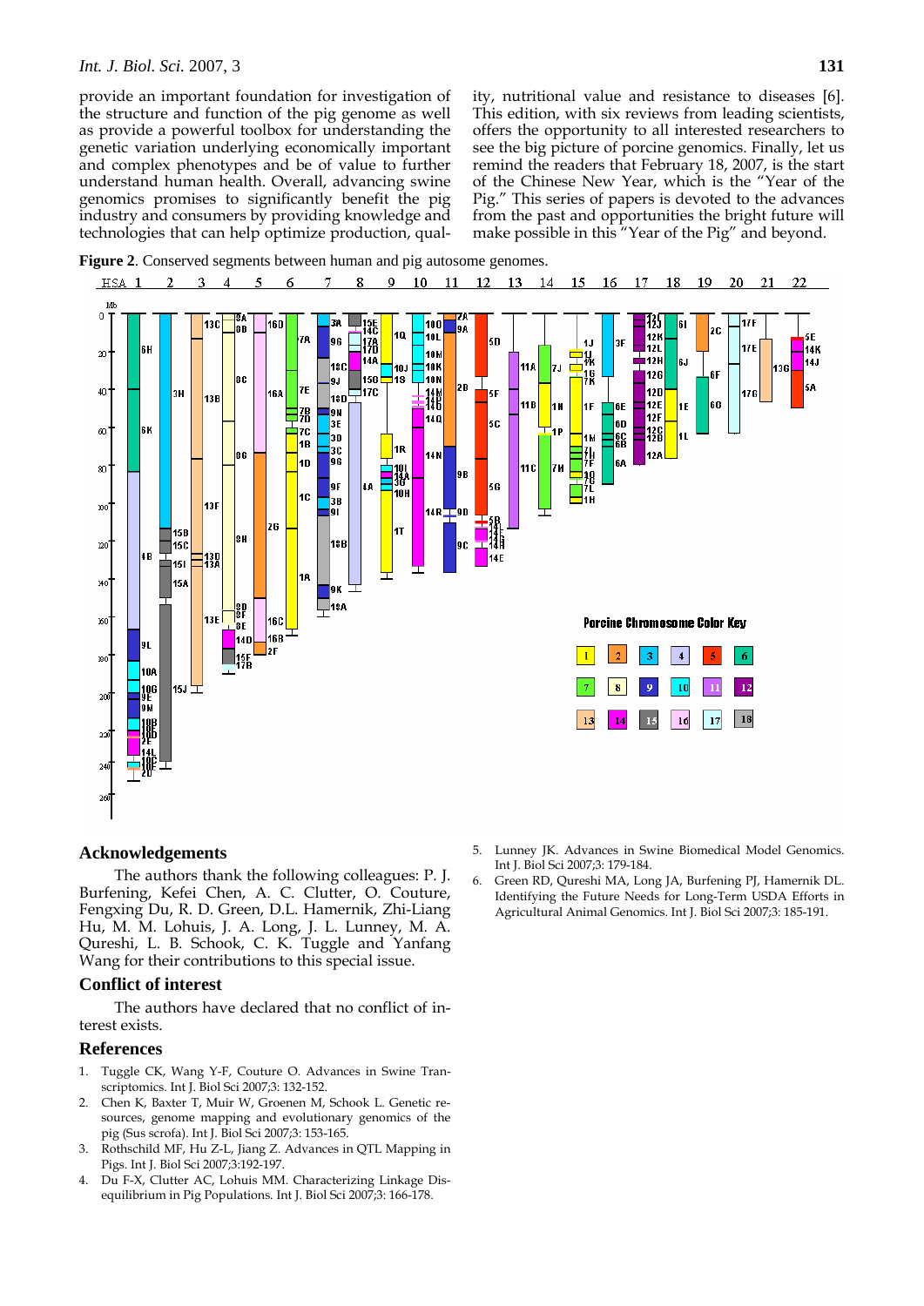provide an important foundation for investigation of the structure and function of the pig genome as well as provide a powerful toolbox for understanding the genetic variation underlying economically important and complex phenotypes and be of value to further understand human health. Overall, advancing swine genomics promises to significantly benefit the pig industry and consumers by providing knowledge and technologies that can help optimize production, quality, nutritional value and resistance to diseases [6]. This edition, with six reviews from leading scientists, offers the opportunity to all interested researchers to see the big picture of porcine genomics. Finally, let us remind the readers that February 18, 2007, is the start of the Chinese New Year, which is the "Year of the Pig." This series of papers is devoted to the advances from the past and opportunities the bright future will make possible in this "Year of the Pig" and beyond.

**Figure 2**. Conserved segments between human and pig autosome genomes.

HSA 1 2 3 4 5 6 7 8 9 10 11 12 13 14 15 16 17 18 19 20 21 22

Mb

0
20
40
60
80
100
120
140
160
180
200
220
240
260

Porcine Chromosome Color Key

1 2 3 4 5 6 7 8 9 10 11 12 13 14 15 16 17 18

## Acknowledgements

The authors thank the following colleagues: P. J. Burfening, Kefei Chen, A. C. Clutter, O. Couture, Fengxing Du, R. D. Green, D.L. Hamernik, Zhi-Liang Hu, M. M. Lohuis, J. A. Long, J. L. Lunney, M. A. Qureshi, L. B. Schook, C. K. Tuggle and Yanfang Wang for their contributions to this special issue.

## Conflict of interest

The authors have declared that no conflict of interest exists.

## References

1. Tuggle CK, Wang Y-F, Couture O. Advances in Swine Transcriptomics. Int J. Biol Sci 2007;3: 132-152.
2. Chen K, Baxter T, Muir W, Groenen M, Schook L. Genetic resources, genome mapping and evolutionary genomics of the pig (Sus scrofa). Int J. Biol Sci 2007;3: 153-165.
3. Rothschild MF, Hu Z-L, Jiang Z. Advances in QTL Mapping in Pigs. Int J. Biol Sci 2007;3:192-197.
4. Du F-X, Clutter AC, Lohuis MM. Characterizing Linkage Disequilibrium in Pig Populations. Int J. Biol Sci 2007;3: 166-178.
5. Lunney JK. Advances in Swine Biomedical Model Genomics. Int J. Biol Sci 2007;3: 179-184.
6. Green RD, Qureshi MA, Long JA, Burfening PJ, Hamernik DL. Identifying the Future Needs for Long-Term USDA Efforts in Agricultural Animal Genomics. Int J. Biol Sci 2007;3: 185-191.